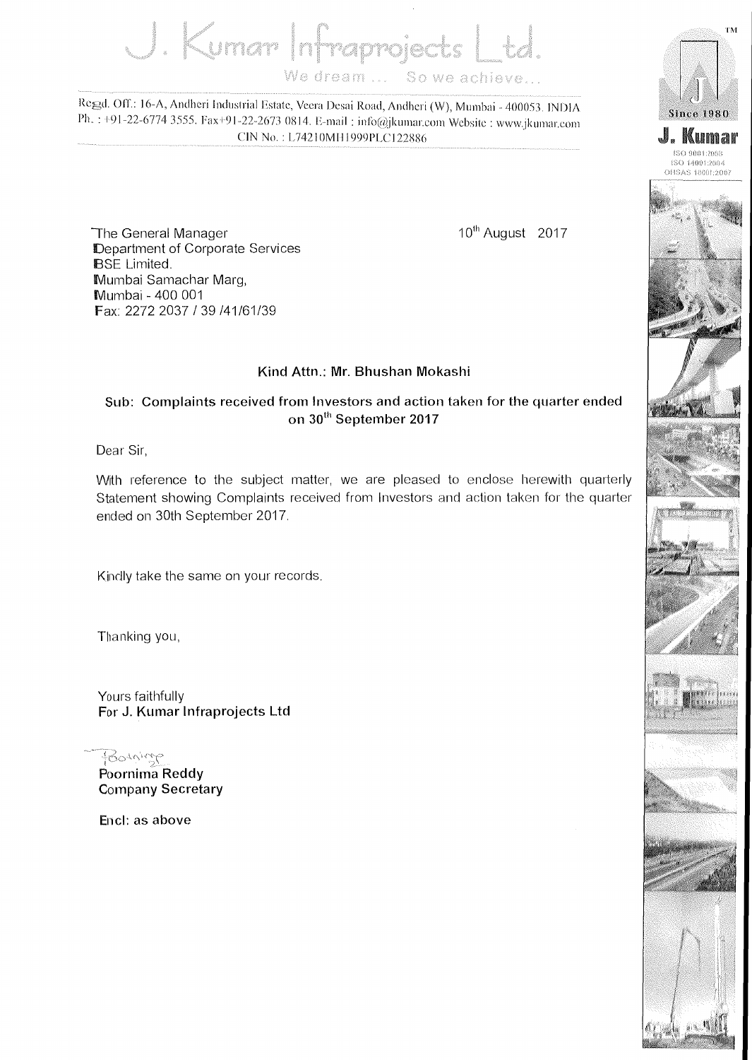# J. Kumar Infraprojects Ltd.

We dream ... So we achieve...

Regd. Off.: 16-A, Andheri Industrial Estate, Veera Desai Road, Andheri (W), Mumbai - 400053. INDIA
Ph. : +91-22-6774 3555. Fax+91-22-2673 0814. E-mail : info@jkumar.com Website : www.jkumar.com
CIN No. : L74210MH1999PLC122886

Since 1980

J. Kumar

ISO 9001:2008
ISO 14001:2004
OHSAS 18001:2007

The General Manager
Department of Corporate Services
BSE Limited.
Mumbai Samachar Marg,
Mumbai - 400 001
Fax: 2272 2037 / 39 /41/61/39

10th August 2017

**Kind Attn.: Mr. Bhushan Mokashi**

**Sub: Complaints received from Investors and action taken for the quarter ended on 30th September 2017**

Dear Sir,

With reference to the subject matter, we are pleased to enclose herewith quarterly Statement showing Complaints received from Investors and action taken for the quarter ended on 30th September 2017.

Kindly take the same on your records.

Thanking you,

Yours faithfully
**For J. Kumar Infraprojects Ltd**

**Poornima Reddy**
**Company Secretary**

**Encl: as above**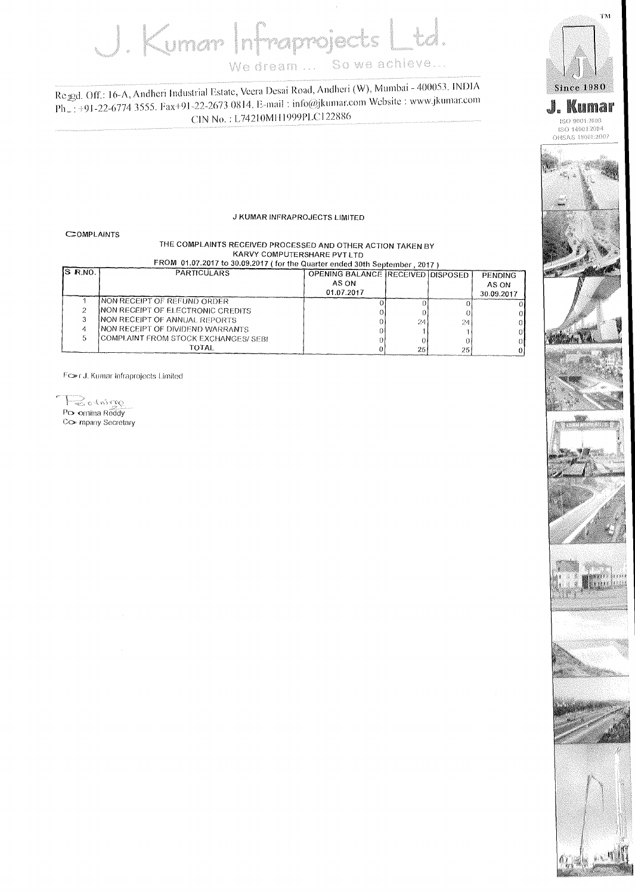# J. Kumar Infraprojects Ltd.

We dream ... So we achieve...

Regd. Off.: 16-A, Andheri Industrial Estate, Veera Desai Road, Andheri (W), Mumbai - 400053. INDIA
Ph.: +91-22-6774 3555. Fax+91-22-2673 0814. E-mail : info@jkumar.com Website : www.jkumar.com
CIN No. : L74210MH1999PLC122886

Since 1980

J. Kumar

ISO 9001:2008
ISO 14001:2004
OHSAS 18001:2007

## J KUMAR INFRAPROJECTS LIMITED

COMPLAINTS

THE COMPLAINTS RECEIVED PROCESSED AND OTHER ACTION TAKEN BY
KARVY COMPUTERSHARE PVT LTD
FROM 01.07.2017 to 30.09.2017 ( for the Quarter ended 30th September , 2017 )

| SR.NO. | PARTICULARS | OPENING BALANCE AS ON 01.07.2017 | RECEIVED | DISPOSED | PENDING AS ON 30.09.2017 |
|---|---|---|---|---|---|
| 1 | NON RECEIPT OF REFUND ORDER | 0 | 0 | 0 | 0 |
| 2 | NON RECEIPT OF ELECTRONIC CREDITS | 0 | 0 | 0 | 0 |
| 3 | NON RECEIPT OF ANNUAL REPORTS | 0 | 24 | 24 | 0 |
| 4 | NON RECEIPT OF DIVIDEND WARRANTS | 0 | 1 | 1 | 0 |
| 5 | COMPLAINT FROM STOCK EXCHANGES/ SEBI | 0 | 0 | 0 | 0 |
| | TOTAL | 0 | 25 | 25 | 0 |

For J. Kumar Infraprojects Limited

Poornima Reddy
Company Secretary